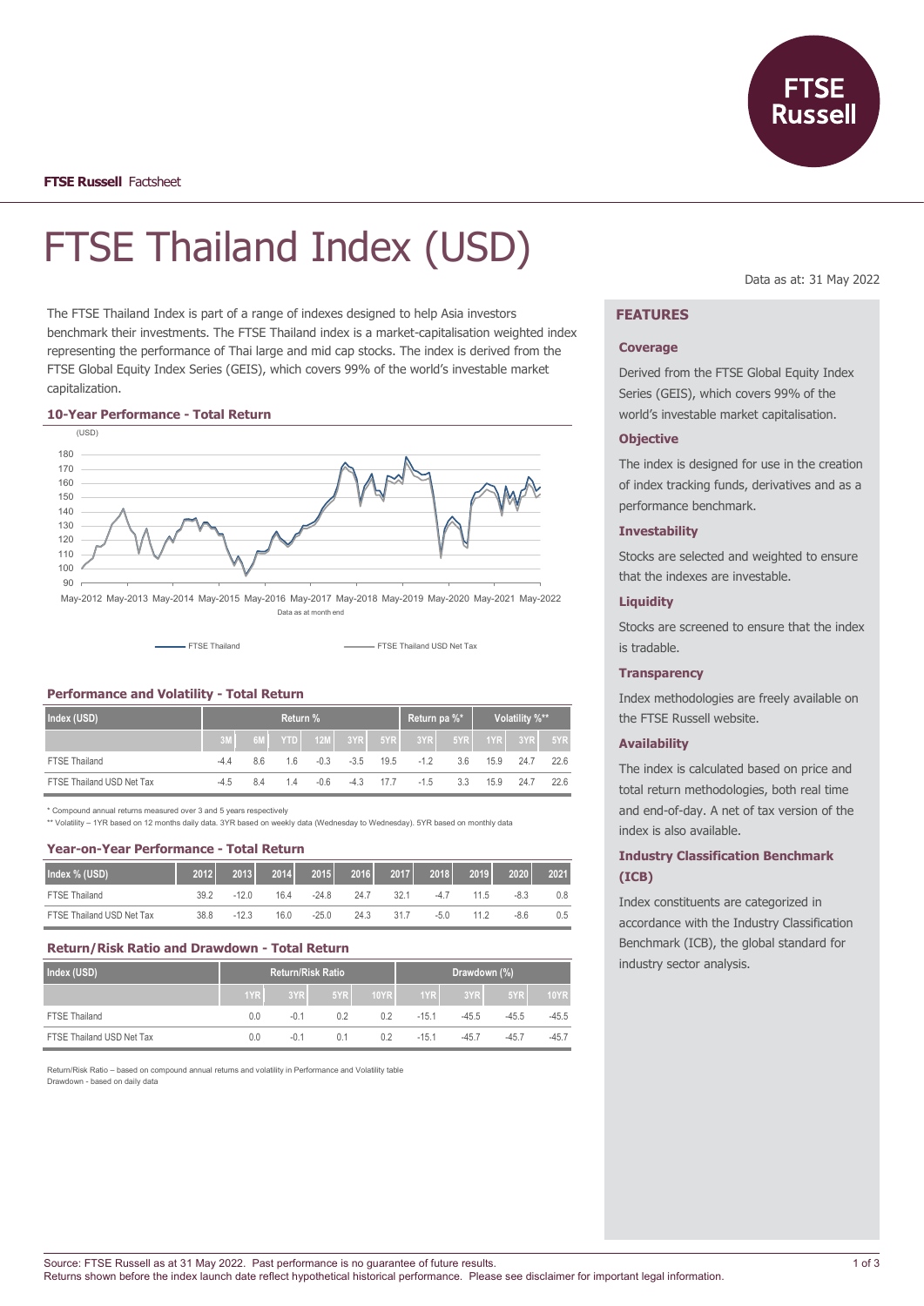**FTSE Russell** Factsheet

# FTSE Thailand Index (USD)

Data as at: 31 May 2022

The FTSE Thailand Index is part of a range of indexes designed to help Asia investors benchmark their investments. The FTSE Thailand index is a market-capitalisation weighted index representing the performance of Thai large and mid cap stocks. The index is derived from the FTSE Global Equity Index Series (GEIS), which covers 99% of the world's investable market capitalization.

### 10-Year Performance - Total Return

(USD)

Data as at month end

FTSE Thailand — FTSE Thailand USD Net Tax

### Performance and Volatility - Total Return

| Index (USD) | Return % | | | | | | Return pa %* | | Volatility %** | | |
|---|---|---|---|---|---|---|---|---|---|---|---|
| | 3M | 6M | YTD | 12M | 3YR | 5YR | 3YR | 5YR | 1YR | 3YR | 5YR |
| FTSE Thailand | -4.4 | 8.6 | 1.6 | -0.3 | -3.5 | 19.5 | -1.2 | 3.6 | 15.9 | 24.7 | 22.6 |
| FTSE Thailand USD Net Tax | -4.5 | 8.4 | 1.4 | -0.6 | -4.3 | 17.7 | -1.5 | 3.3 | 15.9 | 24.7 | 22.6 |

\* Compound annual returns measured over 3 and 5 years respectively
\*\* Volatility – 1YR based on 12 months daily data. 3YR based on weekly data (Wednesday to Wednesday). 5YR based on monthly data

### Year-on-Year Performance - Total Return

| Index % (USD) | 2012 | 2013 | 2014 | 2015 | 2016 | 2017 | 2018 | 2019 | 2020 | 2021 |
|---|---|---|---|---|---|---|---|---|---|---|
| FTSE Thailand | 39.2 | -12.0 | 16.4 | -24.8 | 24.7 | 32.1 | -4.7 | 11.5 | -8.3 | 0.8 |
| FTSE Thailand USD Net Tax | 38.8 | -12.3 | 16.0 | -25.0 | 24.3 | 31.7 | -5.0 | 11.2 | -8.6 | 0.5 |

### Return/Risk Ratio and Drawdown - Total Return

| Index (USD) | Return/Risk Ratio | | | | Drawdown (%) | | | |
|---|---|---|---|---|---|---|---|---|
| | 1YR | 3YR | 5YR | 10YR | 1YR | 3YR | 5YR | 10YR |
| FTSE Thailand | 0.0 | -0.1 | 0.2 | 0.2 | -15.1 | -45.5 | -45.5 | -45.5 |
| FTSE Thailand USD Net Tax | 0.0 | -0.1 | 0.1 | 0.2 | -15.1 | -45.7 | -45.7 | -45.7 |

Return/Risk Ratio – based on compound annual returns and volatility in Performance and Volatility table
Drawdown - based on daily data

## FEATURES

### Coverage

Derived from the FTSE Global Equity Index Series (GEIS), which covers 99% of the world's investable market capitalisation.

### Objective

The index is designed for use in the creation of index tracking funds, derivatives and as a performance benchmark.

### Investability

Stocks are selected and weighted to ensure that the indexes are investable.

### Liquidity

Stocks are screened to ensure that the index is tradable.

### Transparency

Index methodologies are freely available on the FTSE Russell website.

### Availability

The index is calculated based on price and total return methodologies, both real time and end-of-day. A net of tax version of the index is also available.

### Industry Classification Benchmark (ICB)

Index constituents are categorized in accordance with the Industry Classification Benchmark (ICB), the global standard for industry sector analysis.

Source: FTSE Russell as at 31 May 2022. Past performance is no guarantee of future results.
Returns shown before the index launch date reflect hypothetical historical performance. Please see disclaimer for important legal information.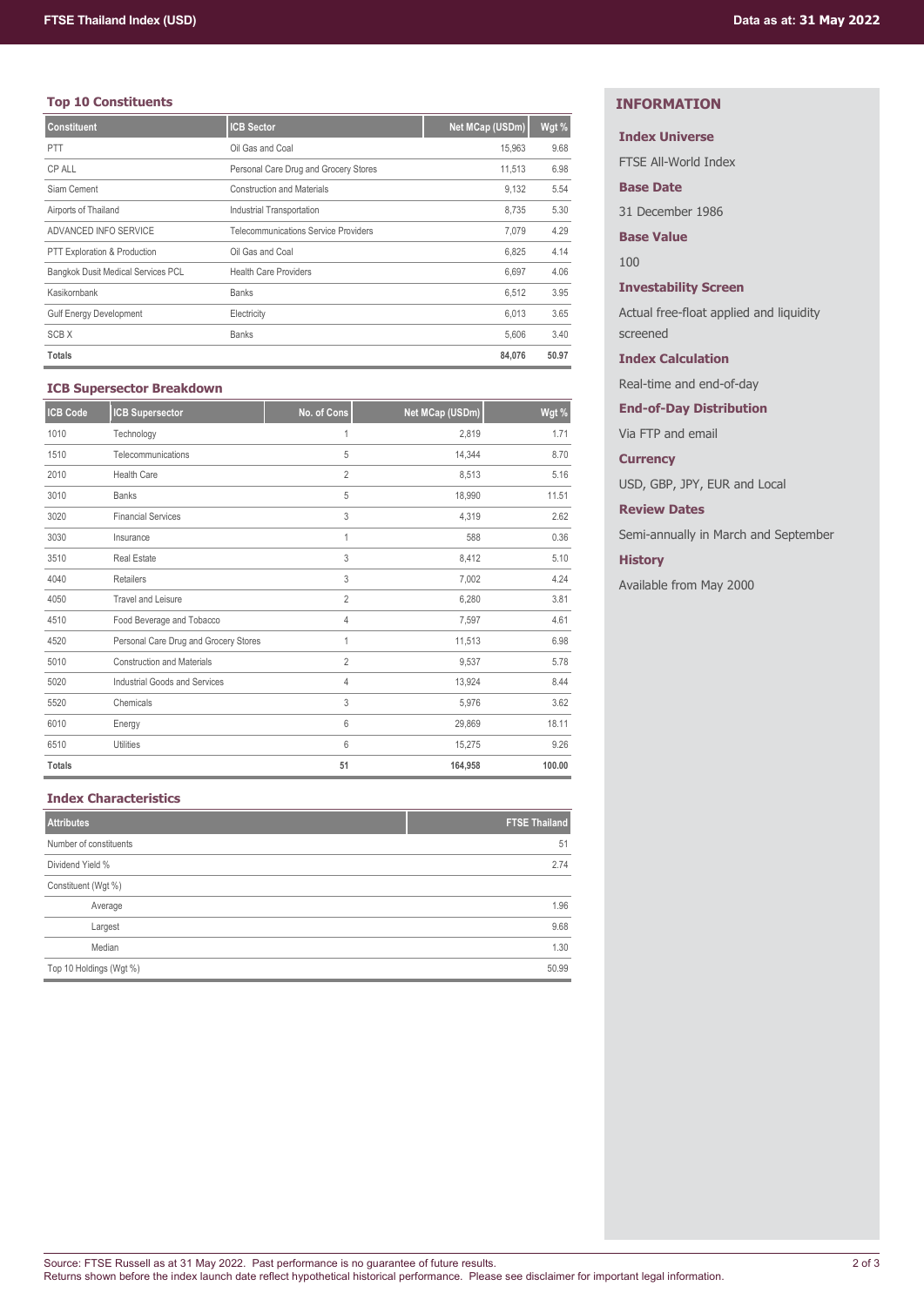## Top 10 Constituents

| Constituent | ICB Sector | Net MCap (USDm) | Wgt % |
|---|---|---|---|
| PTT | Oil Gas and Coal | 15,963 | 9.68 |
| CP ALL | Personal Care Drug and Grocery Stores | 11,513 | 6.98 |
| Siam Cement | Construction and Materials | 9,132 | 5.54 |
| Airports of Thailand | Industrial Transportation | 8,735 | 5.30 |
| ADVANCED INFO SERVICE | Telecommunications Service Providers | 7,079 | 4.29 |
| PTT Exploration & Production | Oil Gas and Coal | 6,825 | 4.14 |
| Bangkok Dusit Medical Services PCL | Health Care Providers | 6,697 | 4.06 |
| Kasikornbank | Banks | 6,512 | 3.95 |
| Gulf Energy Development | Electricity | 6,013 | 3.65 |
| SCB X | Banks | 5,606 | 3.40 |
| **Totals** | | **84,076** | **50.97** |

## ICB Supersector Breakdown

| ICB Code | ICB Supersector | No. of Cons | Net MCap (USDm) | Wgt % |
|---|---|---|---|---|
| 1010 | Technology | 1 | 2,819 | 1.71 |
| 1510 | Telecommunications | 5 | 14,344 | 8.70 |
| 2010 | Health Care | 2 | 8,513 | 5.16 |
| 3010 | Banks | 5 | 18,990 | 11.51 |
| 3020 | Financial Services | 3 | 4,319 | 2.62 |
| 3030 | Insurance | 1 | 588 | 0.36 |
| 3510 | Real Estate | 3 | 8,412 | 5.10 |
| 4040 | Retailers | 3 | 7,002 | 4.24 |
| 4050 | Travel and Leisure | 2 | 6,280 | 3.81 |
| 4510 | Food Beverage and Tobacco | 4 | 7,597 | 4.61 |
| 4520 | Personal Care Drug and Grocery Stores | 1 | 11,513 | 6.98 |
| 5010 | Construction and Materials | 2 | 9,537 | 5.78 |
| 5020 | Industrial Goods and Services | 4 | 13,924 | 8.44 |
| 5520 | Chemicals | 3 | 5,976 | 3.62 |
| 6010 | Energy | 6 | 29,869 | 18.11 |
| 6510 | Utilities | 6 | 15,275 | 9.26 |
| **Totals** | | **51** | **164,958** | **100.00** |

## Index Characteristics

| Attributes | FTSE Thailand |
|---|---|
| Number of constituents | 51 |
| Dividend Yield % | 2.74 |
| Constituent (Wgt %) | |
| Average | 1.96 |
| Largest | 9.68 |
| Median | 1.30 |
| Top 10 Holdings (Wgt %) | 50.99 |

## INFORMATION

**Index Universe**

FTSE All-World Index

**Base Date**

31 December 1986

**Base Value**

100

**Investability Screen**

Actual free-float applied and liquidity screened

**Index Calculation**

Real-time and end-of-day

**End-of-Day Distribution**

Via FTP and email

**Currency**

USD, GBP, JPY, EUR and Local

**Review Dates**

Semi-annually in March and September

**History**

Available from May 2000

Source: FTSE Russell as at 31 May 2022. Past performance is no guarantee of future results.
Returns shown before the index launch date reflect hypothetical historical performance. Please see disclaimer for important legal information.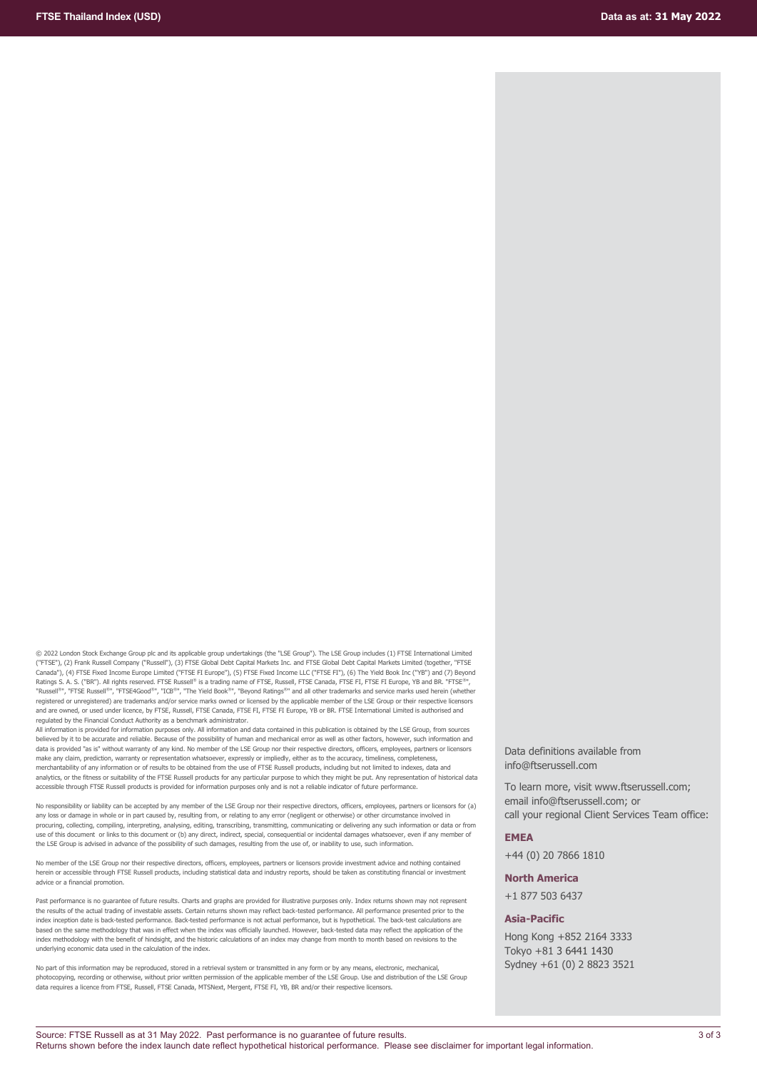© 2022 London Stock Exchange Group plc and its applicable group undertakings (the "LSE Group"). The LSE Group includes (1) FTSE International Limited ("FTSE"), (2) Frank Russell Company ("Russell"), (3) FTSE Global Debt Capital Markets Inc. and FTSE Global Debt Capital Markets Limited (together, "FTSE Canada"), (4) FTSE Fixed Income Europe Limited ("FTSE FI Europe"), (5) FTSE Fixed Income LLC ("FTSE FI"), (6) The Yield Book Inc ("YB") and (7) Beyond Ratings S. A. S. ("BR"). All rights reserved. FTSE Russell® is a trading name of FTSE, Russell, FTSE Canada, FTSE FI, FTSE FI Europe, YB and BR. "FTSE®", "Russell®", "FTSE Russell®", "FTSE4Good®", "ICB®", "The Yield Book®", "Beyond Ratings®" and all other trademarks and service marks used herein (whether registered or unregistered) are trademarks and/or service marks owned or licensed by the applicable member of the LSE Group or their respective licensors and are owned, or used under licence, by FTSE, Russell, FTSE Canada, FTSE FI, FTSE FI Europe, YB or BR. FTSE International Limited is authorised and regulated by the Financial Conduct Authority as a benchmark administrator.

All information is provided for information purposes only. All information and data contained in this publication is obtained by the LSE Group, from sources believed by it to be accurate and reliable. Because of the possibility of human and mechanical error as well as other factors, however, such information and data is provided "as is" without warranty of any kind. No member of the LSE Group nor their respective directors, officers, employees, partners or licensors make any claim, prediction, warranty or representation whatsoever, expressly or impliedly, either as to the accuracy, timeliness, completeness, merchantability of any information or of results to be obtained from the use of FTSE Russell products, including but not limited to indexes, data and analytics, or the fitness or suitability of the FTSE Russell products for any particular purpose to which they might be put. Any representation of historical data accessible through FTSE Russell products is provided for information purposes only and is not a reliable indicator of future performance.

No responsibility or liability can be accepted by any member of the LSE Group nor their respective directors, officers, employees, partners or licensors for (a) any loss or damage in whole or in part caused by, resulting from, or relating to any error (negligent or otherwise) or other circumstance involved in procuring, collecting, compiling, interpreting, analysing, editing, transcribing, transmitting, communicating or delivering any such information or data or from use of this document or links to this document or (b) any direct, indirect, special, consequential or incidental damages whatsoever, even if any member of the LSE Group is advised in advance of the possibility of such damages, resulting from the use of, or inability to use, such information.

No member of the LSE Group nor their respective directors, officers, employees, partners or licensors provide investment advice and nothing contained herein or accessible through FTSE Russell products, including statistical data and industry reports, should be taken as constituting financial or investment advice or a financial promotion.

Past performance is no guarantee of future results. Charts and graphs are provided for illustrative purposes only. Index returns shown may not represent the results of the actual trading of investable assets. Certain returns shown may reflect back-tested performance. All performance presented prior to the index inception date is back-tested performance. Back-tested performance is not actual performance, but is hypothetical. The back-test calculations are based on the same methodology that was in effect when the index was officially launched. However, back-tested data may reflect the application of the index methodology with the benefit of hindsight, and the historic calculations of an index may change from month to month based on revisions to the underlying economic data used in the calculation of the index.

No part of this information may be reproduced, stored in a retrieval system or transmitted in any form or by any means, electronic, mechanical, photocopying, recording or otherwise, without prior written permission of the applicable member of the LSE Group. Use and distribution of the LSE Group data requires a licence from FTSE, Russell, FTSE Canada, MTSNext, Mergent, FTSE FI, YB, BR and/or their respective licensors.

Data definitions available from info@ftserussell.com

To learn more, visit www.ftserussell.com; email info@ftserussell.com; or call your regional Client Services Team office:

**EMEA**

+44 (0) 20 7866 1810

**North America**

+1 877 503 6437

**Asia-Pacific**

Hong Kong +852 2164 3333
Tokyo +81 3 6441 1430
Sydney +61 (0) 2 8823 3521

Source: FTSE Russell as at 31 May 2022. Past performance is no guarantee of future results.
Returns shown before the index launch date reflect hypothetical historical performance. Please see disclaimer for important legal information.